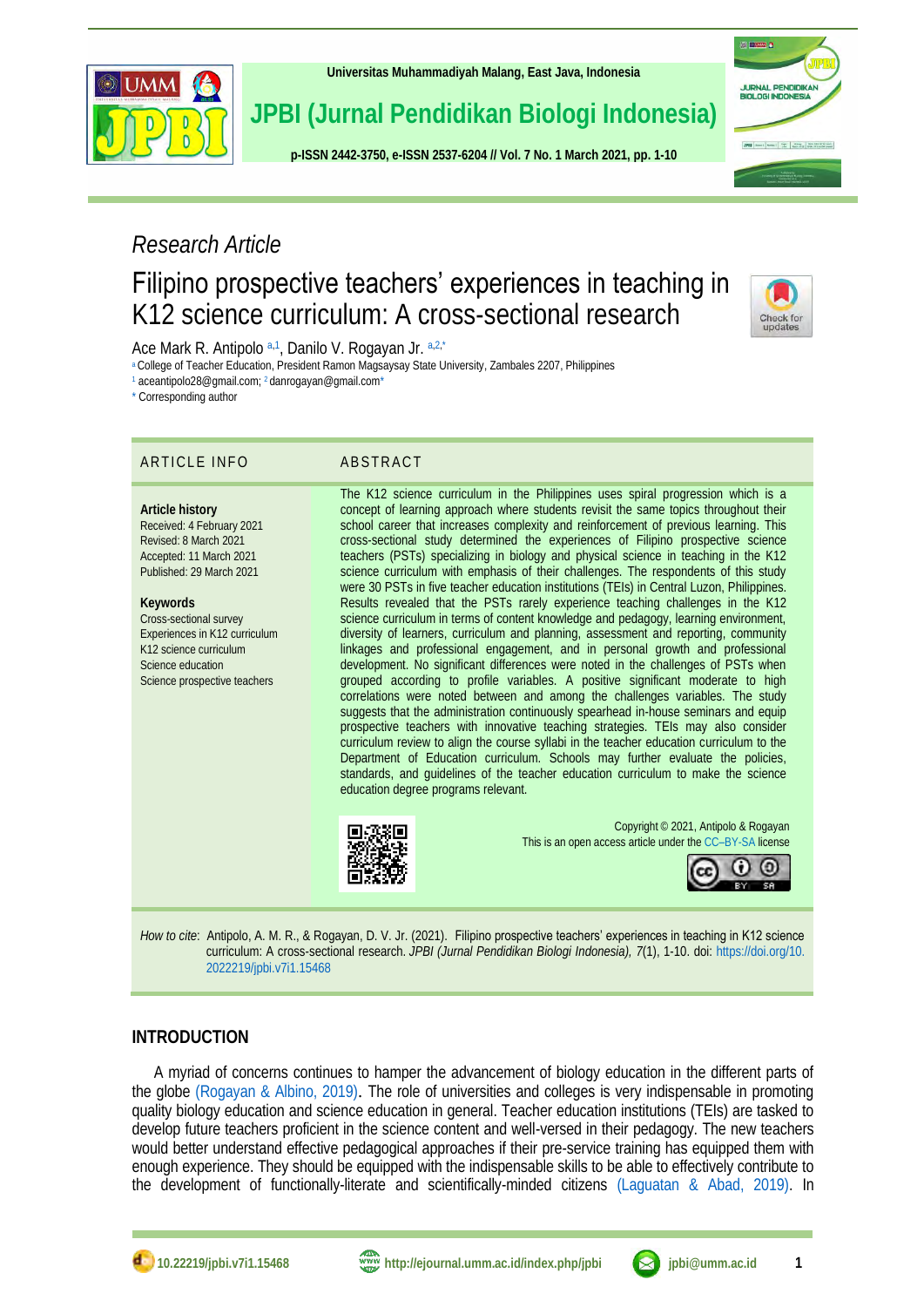*Research Article*

# Filipino prospective teachers' experiences in teaching in K12 science curriculum: A cross-sectional research

Ace Mark R. Antipolo [a,1], Danilo V. Rogayan Jr. [a,2,*]

[a] College of Teacher Education, President Ramon Magsaysay State University, Zambales 2207, Philippines

[1] aceantipolo28@gmail.com; [2] danrogayan@gmail.com*

* Corresponding author

## ARTICLE INFO

**Article history**
Received: 4 February 2021
Revised: 8 March 2021
Accepted: 11 March 2021
Published: 29 March 2021

**Keywords**
Cross-sectional survey
Experiences in K12 curriculum
K12 science curriculum
Science education
Science prospective teachers

## ABSTRACT

The K12 science curriculum in the Philippines uses spiral progression which is a concept of learning approach where students revisit the same topics throughout their school career that increases complexity and reinforcement of previous learning. This cross-sectional study determined the experiences of Filipino prospective science teachers (PSTs) specializing in biology and physical science in teaching in the K12 science curriculum with emphasis of their challenges. The respondents of this study were 30 PSTs in five teacher education institutions (TEIs) in Central Luzon, Philippines. Results revealed that the PSTs rarely experience teaching challenges in the K12 science curriculum in terms of content knowledge and pedagogy, learning environment, diversity of learners, curriculum and planning, assessment and reporting, community linkages and professional engagement, and in personal growth and professional development. No significant differences were noted in the challenges of PSTs when grouped according to profile variables. A positive significant moderate to high correlations were noted between and among the challenges variables. The study suggests that the administration continuously spearhead in-house seminars and equip prospective teachers with innovative teaching strategies. TEIs may also consider curriculum review to align the course syllabi in the teacher education curriculum to the Department of Education curriculum. Schools may further evaluate the policies, standards, and guidelines of the teacher education curriculum to make the science education degree programs relevant.

Copyright © 2021, Antipolo & Rogayan
This is an open access article under the CC–BY-SA license

*How to cite*: Antipolo, A. M. R., & Rogayan, D. V. Jr. (2021). Filipino prospective teachers' experiences in teaching in K12 science curriculum: A cross-sectional research. *JPBI (Jurnal Pendidikan Biologi Indonesia), 7*(1), 1-10. doi: https://doi.org/10.2022219/jpbi.v7i1.15468

## INTRODUCTION

A myriad of concerns continues to hamper the advancement of biology education in the different parts of the globe (Rogayan & Albino, 2019). The role of universities and colleges is very indispensable in promoting quality biology education and science education in general. Teacher education institutions (TEIs) are tasked to develop future teachers proficient in the science content and well-versed in their pedagogy. The new teachers would better understand effective pedagogical approaches if their pre-service training has equipped them with enough experience. They should be equipped with the indispensable skills to be able to effectively contribute to the development of functionally-literate and scientifically-minded citizens (Laguatan & Abad, 2019). In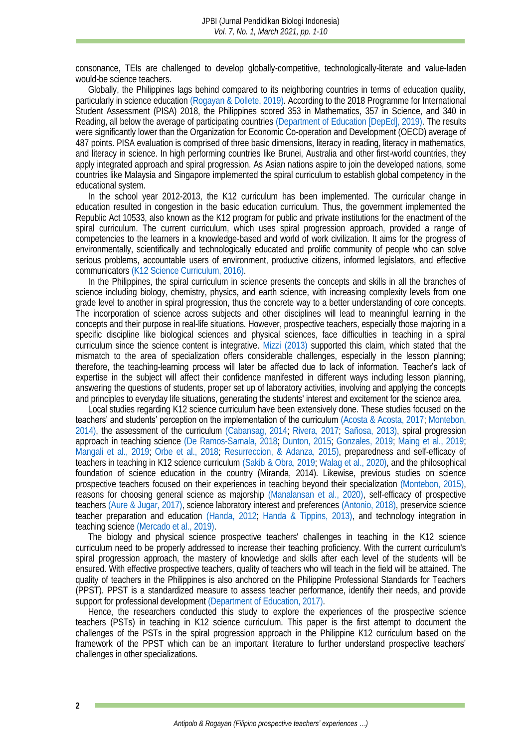consonance, TEIs are challenged to develop globally-competitive, technologically-literate and value-laden would-be science teachers.

Globally, the Philippines lags behind compared to its neighboring countries in terms of education quality, particularly in science education (Rogayan & Dollete, 2019). According to the 2018 Programme for International Student Assessment (PISA) 2018, the Philippines scored 353 in Mathematics, 357 in Science, and 340 in Reading, all below the average of participating countries (Department of Education [DepEd], 2019). The results were significantly lower than the Organization for Economic Co-operation and Development (OECD) average of 487 points. PISA evaluation is comprised of three basic dimensions, literacy in reading, literacy in mathematics, and literacy in science. In high performing countries like Brunei, Australia and other first-world countries, they apply integrated approach and spiral progression. As Asian nations aspire to join the developed nations, some countries like Malaysia and Singapore implemented the spiral curriculum to establish global competency in the educational system.

In the school year 2012-2013, the K12 curriculum has been implemented. The curricular change in education resulted in congestion in the basic education curriculum. Thus, the government implemented the Republic Act 10533, also known as the K12 program for public and private institutions for the enactment of the spiral curriculum. The current curriculum, which uses spiral progression approach, provided a range of competencies to the learners in a knowledge-based and world of work civilization. It aims for the progress of environmentally, scientifically and technologically educated and prolific community of people who can solve serious problems, accountable users of environment, productive citizens, informed legislators, and effective communicators (K12 Science Curriculum, 2016).

In the Philippines, the spiral curriculum in science presents the concepts and skills in all the branches of science including biology, chemistry, physics, and earth science, with increasing complexity levels from one grade level to another in spiral progression, thus the concrete way to a better understanding of core concepts. The incorporation of science across subjects and other disciplines will lead to meaningful learning in the concepts and their purpose in real-life situations. However, prospective teachers, especially those majoring in a specific discipline like biological sciences and physical sciences, face difficulties in teaching in a spiral curriculum since the science content is integrative. Mizzi (2013) supported this claim, which stated that the mismatch to the area of specialization offers considerable challenges, especially in the lesson planning; therefore, the teaching-learning process will later be affected due to lack of information. Teacher's lack of expertise in the subject will affect their confidence manifested in different ways including lesson planning, answering the questions of students, proper set up of laboratory activities, involving and applying the concepts and principles to everyday life situations, generating the students' interest and excitement for the science area.

Local studies regarding K12 science curriculum have been extensively done. These studies focused on the teachers' and students' perception on the implementation of the curriculum (Acosta & Acosta, 2017; Montebon, 2014), the assessment of the curriculum (Cabansag, 2014; Rivera, 2017; Sañosa, 2013), spiral progression approach in teaching science (De Ramos-Samala, 2018; Dunton, 2015; Gonzales, 2019; Maing et al., 2019; Mangali et al., 2019; Orbe et al., 2018; Resurreccion, & Adanza, 2015), preparedness and self-efficacy of teachers in teaching in K12 science curriculum (Sakib & Obra, 2019; Walag et al., 2020), and the philosophical foundation of science education in the country (Miranda, 2014). Likewise, previous studies on science prospective teachers focused on their experiences in teaching beyond their specialization (Montebon, 2015), reasons for choosing general science as majorship (Manalansan et al., 2020), self-efficacy of prospective teachers (Aure & Jugar, 2017), science laboratory interest and preferences (Antonio, 2018), preservice science teacher preparation and education (Handa, 2012; Handa & Tippins, 2013), and technology integration in teaching science (Mercado et al., 2019).

The biology and physical science prospective teachers' challenges in teaching in the K12 science curriculum need to be properly addressed to increase their teaching proficiency. With the current curriculum's spiral progression approach, the mastery of knowledge and skills after each level of the students will be ensured. With effective prospective teachers, quality of teachers who will teach in the field will be attained. The quality of teachers in the Philippines is also anchored on the Philippine Professional Standards for Teachers (PPST). PPST is a standardized measure to assess teacher performance, identify their needs, and provide support for professional development (Department of Education, 2017).

Hence, the researchers conducted this study to explore the experiences of the prospective science teachers (PSTs) in teaching in K12 science curriculum. This paper is the first attempt to document the challenges of the PSTs in the spiral progression approach in the Philippine K12 curriculum based on the framework of the PPST which can be an important literature to further understand prospective teachers' challenges in other specializations.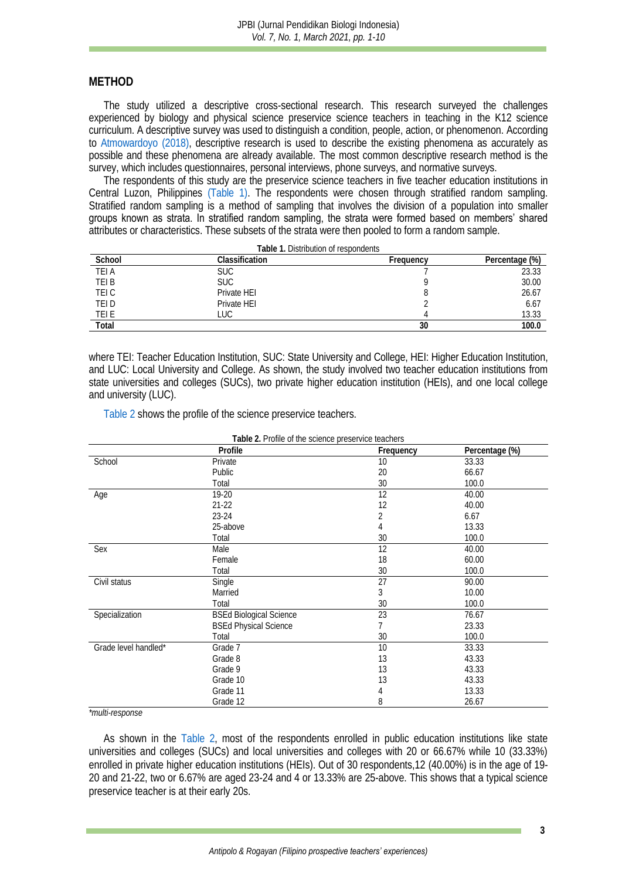## METHOD

The study utilized a descriptive cross-sectional research. This research surveyed the challenges experienced by biology and physical science preservice science teachers in teaching in the K12 science curriculum. A descriptive survey was used to distinguish a condition, people, action, or phenomenon. According to Atmowardoyo (2018), descriptive research is used to describe the existing phenomena as accurately as possible and these phenomena are already available. The most common descriptive research method is the survey, which includes questionnaires, personal interviews, phone surveys, and normative surveys.

The respondents of this study are the preservice science teachers in five teacher education institutions in Central Luzon, Philippines (Table 1). The respondents were chosen through stratified random sampling. Stratified random sampling is a method of sampling that involves the division of a population into smaller groups known as strata. In stratified random sampling, the strata were formed based on members' shared attributes or characteristics. These subsets of the strata were then pooled to form a random sample.

**Table 1.** Distribution of respondents

| School | Classification | Frequency | Percentage (%) |
|---|---|---|---|
| TEI A | SUC | 7 | 23.33 |
| TEI B | SUC | 9 | 30.00 |
| TEI C | Private HEI | 8 | 26.67 |
| TEI D | Private HEI | 2 | 6.67 |
| TEI E | LUC | 4 | 13.33 |
| **Total** | | **30** | **100.0** |

where TEI: Teacher Education Institution, SUC: State University and College, HEI: Higher Education Institution, and LUC: Local University and College. As shown, the study involved two teacher education institutions from state universities and colleges (SUCs), two private higher education institution (HEIs), and one local college and university (LUC).

Table 2 shows the profile of the science preservice teachers.

**Table 2.** Profile of the science preservice teachers

| | Profile | Frequency | Percentage (%) |
|---|---|---|---|
| School | Private | 10 | 33.33 |
| | Public | 20 | 66.67 |
| | Total | 30 | 100.0 |
| Age | 19-20 | 12 | 40.00 |
| | 21-22 | 12 | 40.00 |
| | 23-24 | 2 | 6.67 |
| | 25-above | 4 | 13.33 |
| | Total | 30 | 100.0 |
| Sex | Male | 12 | 40.00 |
| | Female | 18 | 60.00 |
| | Total | 30 | 100.0 |
| Civil status | Single | 27 | 90.00 |
| | Married | 3 | 10.00 |
| | Total | 30 | 100.0 |
| Specialization | BSEd Biological Science | 23 | 76.67 |
| | BSEd Physical Science | 7 | 23.33 |
| | Total | 30 | 100.0 |
| Grade level handled* | Grade 7 | 10 | 33.33 |
| | Grade 8 | 13 | 43.33 |
| | Grade 9 | 13 | 43.33 |
| | Grade 10 | 13 | 43.33 |
| | Grade 11 | 4 | 13.33 |
| | Grade 12 | 8 | 26.67 |

*\*multi-response*

As shown in the Table 2, most of the respondents enrolled in public education institutions like state universities and colleges (SUCs) and local universities and colleges with 20 or 66.67% while 10 (33.33%) enrolled in private higher education institutions (HEIs). Out of 30 respondents,12 (40.00%) is in the age of 19-20 and 21-22, two or 6.67% are aged 23-24 and 4 or 13.33% are 25-above. This shows that a typical science preservice teacher is at their early 20s.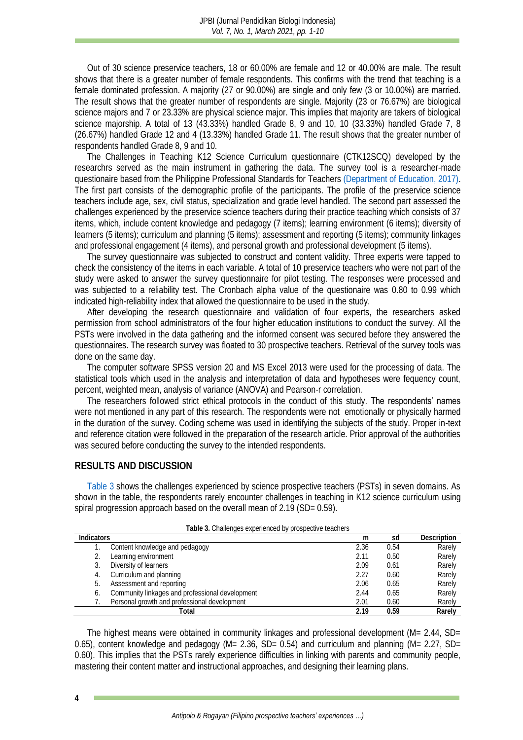Out of 30 science preservice teachers, 18 or 60.00% are female and 12 or 40.00% are male. The result shows that there is a greater number of female respondents. This confirms with the trend that teaching is a female dominated profession. A majority (27 or 90.00%) are single and only few (3 or 10.00%) are married. The result shows that the greater number of respondents are single. Majority (23 or 76.67%) are biological science majors and 7 or 23.33% are physical science major. This implies that majority are takers of biological science majorship. A total of 13 (43.33%) handled Grade 8, 9 and 10, 10 (33.33%) handled Grade 7, 8 (26.67%) handled Grade 12 and 4 (13.33%) handled Grade 11. The result shows that the greater number of respondents handled Grade 8, 9 and 10.

The Challenges in Teaching K12 Science Curriculum questionnaire (CTK12SCQ) developed by the researchrs served as the main instrument in gathering the data. The survey tool is a researcher-made questionaire based from the Philippine Professional Standards for Teachers (Department of Education, 2017). The first part consists of the demographic profile of the participants. The profile of the preservice science teachers include age, sex, civil status, specialization and grade level handled. The second part assessed the challenges experienced by the preservice science teachers during their practice teaching which consists of 37 items, which, include content knowledge and pedagogy (7 items); learning environment (6 items); diversity of learners (5 items); curriculum and planning (5 items); assessment and reporting (5 items); community linkages and professional engagement (4 items), and personal growth and professional development (5 items).

The survey questionnaire was subjected to construct and content validity. Three experts were tapped to check the consistency of the items in each variable. A total of 10 preservice teachers who were not part of the study were asked to answer the survey questionnaire for pilot testing. The responses were processed and was subjected to a reliability test. The Cronbach alpha value of the questionaire was 0.80 to 0.99 which indicated high-reliability index that allowed the questionnaire to be used in the study.

After developing the research questionnaire and validation of four experts, the researchers asked permission from school administrators of the four higher education institutions to conduct the survey. All the PSTs were involved in the data gathering and the informed consent was secured before they answered the questionnaires. The research survey was floated to 30 prospective teachers. Retrieval of the survey tools was done on the same day.

The computer software SPSS version 20 and MS Excel 2013 were used for the processing of data. The statistical tools which used in the analysis and interpretation of data and hypotheses were fequency count, percent, weighted mean, analysis of variance (ANOVA) and Pearson-r correlation.

The researchers followed strict ethical protocols in the conduct of this study. The respondents' names were not mentioned in any part of this research. The respondents were not emotionally or physically harmed in the duration of the survey. Coding scheme was used in identifying the subjects of the study. Proper in-text and reference citation were followed in the preparation of the research article. Prior approval of the authorities was secured before conducting the survey to the intended respondents.

## RESULTS AND DISCUSSION

Table 3 shows the challenges experienced by science prospective teachers (PSTs) in seven domains. As shown in the table, the respondents rarely encounter challenges in teaching in K12 science curriculum using spiral progression approach based on the overall mean of 2.19 (SD= 0.59).

**Table 3.** Challenges experienced by prospective teachers

| Indicators | m | sd | Description |
|---|---|---|---|
| 1. Content knowledge and pedagogy | 2.36 | 0.54 | Rarely |
| 2. Learning environment | 2.11 | 0.50 | Rarely |
| 3. Diversity of learners | 2.09 | 0.61 | Rarely |
| 4. Curriculum and planning | 2.27 | 0.60 | Rarely |
| 5. Assessment and reporting | 2.06 | 0.65 | Rarely |
| 6. Community linkages and professional development | 2.44 | 0.65 | Rarely |
| 7. Personal growth and professional development | 2.01 | 0.60 | Rarely |
| **Total** | **2.19** | **0.59** | **Rarely** |

The highest means were obtained in community linkages and professional development (M= 2.44, SD= 0.65), content knowledge and pedagogy (M= 2.36, SD= 0.54) and curriculum and planning (M= 2.27, SD= 0.60). This implies that the PSTs rarely experience difficulties in linking with parents and community people, mastering their content matter and instructional approaches, and designing their learning plans.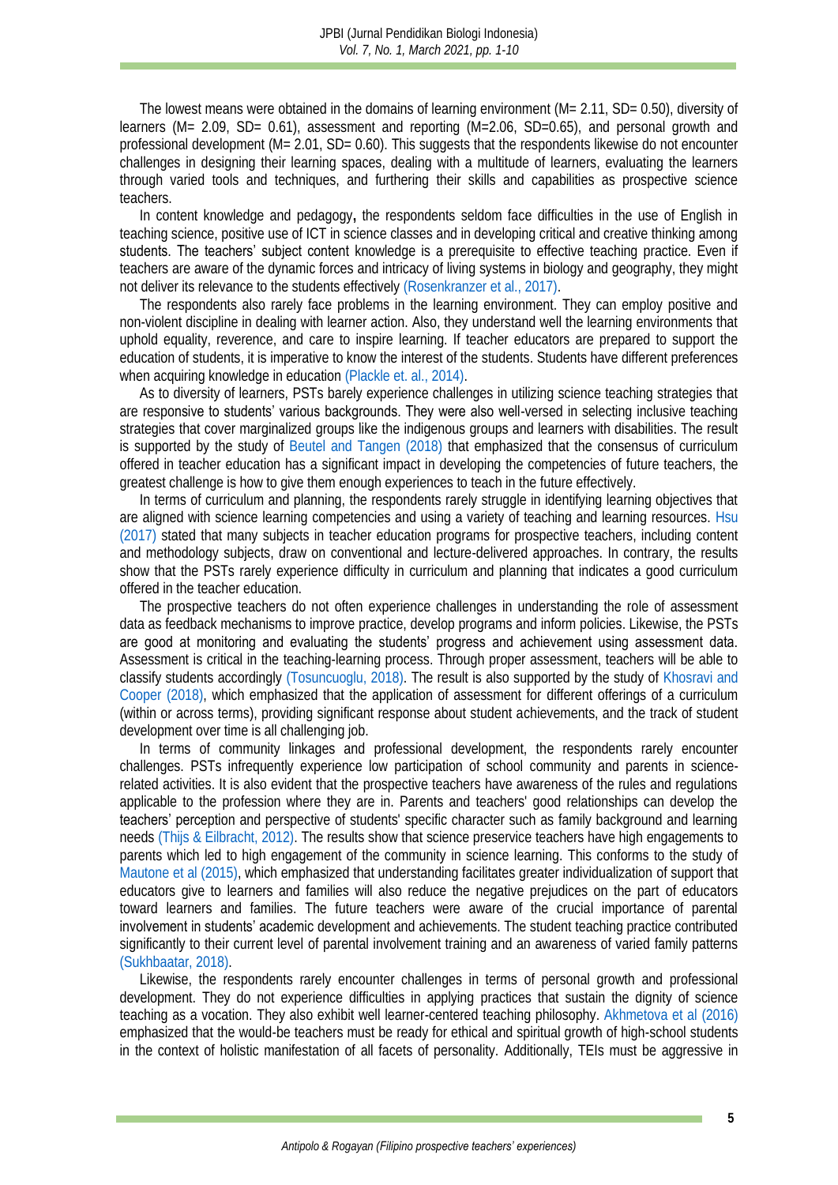The lowest means were obtained in the domains of learning environment (M= 2.11, SD= 0.50), diversity of learners (M= 2.09, SD= 0.61), assessment and reporting (M=2.06, SD=0.65), and personal growth and professional development (M= 2.01, SD= 0.60). This suggests that the respondents likewise do not encounter challenges in designing their learning spaces, dealing with a multitude of learners, evaluating the learners through varied tools and techniques, and furthering their skills and capabilities as prospective science teachers.

In content knowledge and pedagogy**,** the respondents seldom face difficulties in the use of English in teaching science, positive use of ICT in science classes and in developing critical and creative thinking among students. The teachers' subject content knowledge is a prerequisite to effective teaching practice. Even if teachers are aware of the dynamic forces and intricacy of living systems in biology and geography, they might not deliver its relevance to the students effectively (Rosenkranzer et al., 2017).

The respondents also rarely face problems in the learning environment. They can employ positive and non-violent discipline in dealing with learner action. Also, they understand well the learning environments that uphold equality, reverence, and care to inspire learning. If teacher educators are prepared to support the education of students, it is imperative to know the interest of the students. Students have different preferences when acquiring knowledge in education (Plackle et. al., 2014).

As to diversity of learners, PSTs barely experience challenges in utilizing science teaching strategies that are responsive to students' various backgrounds. They were also well-versed in selecting inclusive teaching strategies that cover marginalized groups like the indigenous groups and learners with disabilities. The result is supported by the study of Beutel and Tangen (2018) that emphasized that the consensus of curriculum offered in teacher education has a significant impact in developing the competencies of future teachers, the greatest challenge is how to give them enough experiences to teach in the future effectively.

In terms of curriculum and planning, the respondents rarely struggle in identifying learning objectives that are aligned with science learning competencies and using a variety of teaching and learning resources. Hsu (2017) stated that many subjects in teacher education programs for prospective teachers, including content and methodology subjects, draw on conventional and lecture-delivered approaches. In contrary, the results show that the PSTs rarely experience difficulty in curriculum and planning that indicates a good curriculum offered in the teacher education.

The prospective teachers do not often experience challenges in understanding the role of assessment data as feedback mechanisms to improve practice, develop programs and inform policies. Likewise, the PSTs are good at monitoring and evaluating the students' progress and achievement using assessment data. Assessment is critical in the teaching-learning process. Through proper assessment, teachers will be able to classify students accordingly (Tosuncuoglu, 2018). The result is also supported by the study of Khosravi and Cooper (2018), which emphasized that the application of assessment for different offerings of a curriculum (within or across terms), providing significant response about student achievements, and the track of student development over time is all challenging job.

In terms of community linkages and professional development, the respondents rarely encounter challenges. PSTs infrequently experience low participation of school community and parents in science-related activities. It is also evident that the prospective teachers have awareness of the rules and regulations applicable to the profession where they are in. Parents and teachers' good relationships can develop the teachers' perception and perspective of students' specific character such as family background and learning needs (Thijs & Eilbracht, 2012). The results show that science preservice teachers have high engagements to parents which led to high engagement of the community in science learning. This conforms to the study of Mautone et al (2015), which emphasized that understanding facilitates greater individualization of support that educators give to learners and families will also reduce the negative prejudices on the part of educators toward learners and families. The future teachers were aware of the crucial importance of parental involvement in students' academic development and achievements. The student teaching practice contributed significantly to their current level of parental involvement training and an awareness of varied family patterns (Sukhbaatar, 2018).

Likewise, the respondents rarely encounter challenges in terms of personal growth and professional development. They do not experience difficulties in applying practices that sustain the dignity of science teaching as a vocation. They also exhibit well learner-centered teaching philosophy. Akhmetova et al (2016) emphasized that the would-be teachers must be ready for ethical and spiritual growth of high-school students in the context of holistic manifestation of all facets of personality. Additionally, TEIs must be aggressive in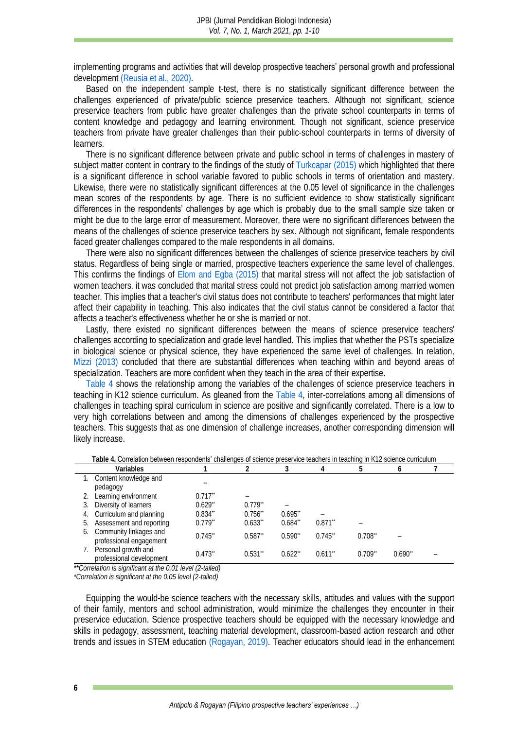implementing programs and activities that will develop prospective teachers' personal growth and professional development (Reusia et al., 2020).

Based on the independent sample t-test, there is no statistically significant difference between the challenges experienced of private/public science preservice teachers. Although not significant, science preservice teachers from public have greater challenges than the private school counterparts in terms of content knowledge and pedagogy and learning environment. Though not significant, science preservice teachers from private have greater challenges than their public-school counterparts in terms of diversity of learners.

There is no significant difference between private and public school in terms of challenges in mastery of subject matter content in contrary to the findings of the study of Turkcapar (2015) which highlighted that there is a significant difference in school variable favored to public schools in terms of orientation and mastery. Likewise, there were no statistically significant differences at the 0.05 level of significance in the challenges mean scores of the respondents by age. There is no sufficient evidence to show statistically significant differences in the respondents' challenges by age which is probably due to the small sample size taken or might be due to the large error of measurement. Moreover, there were no significant differences between the means of the challenges of science preservice teachers by sex. Although not significant, female respondents faced greater challenges compared to the male respondents in all domains.

There were also no significant differences between the challenges of science preservice teachers by civil status. Regardless of being single or married, prospective teachers experience the same level of challenges. This confirms the findings of Elom and Egba (2015) that marital stress will not affect the job satisfaction of women teachers. it was concluded that marital stress could not predict job satisfaction among married women teacher. This implies that a teacher's civil status does not contribute to teachers' performances that might later affect their capability in teaching. This also indicates that the civil status cannot be considered a factor that affects a teacher's effectiveness whether he or she is married or not.

Lastly, there existed no significant differences between the means of science preservice teachers' challenges according to specialization and grade level handled. This implies that whether the PSTs specialize in biological science or physical science, they have experienced the same level of challenges. In relation, Mizzi (2013) concluded that there are substantial differences when teaching within and beyond areas of specialization. Teachers are more confident when they teach in the area of their expertise.

Table 4 shows the relationship among the variables of the challenges of science preservice teachers in teaching in K12 science curriculum. As gleaned from the Table 4, inter-correlations among all dimensions of challenges in teaching spiral curriculum in science are positive and significantly correlated. There is a low to very high correlations between and among the dimensions of challenges experienced by the prospective teachers. This suggests that as one dimension of challenge increases, another corresponding dimension will likely increase.

**Table 4.** Correlation between respondents' challenges of science preservice teachers in teaching in K12 science curriculum

| Variables | 1 | 2 | 3 | 4 | 5 | 6 | 7 |
|---|---|---|---|---|---|---|---|
| 1. Content knowledge and pedagogy | – | | | | | | |
| 2. Learning environment | 0.717** | – | | | | | |
| 3. Diversity of learners | 0.629** | 0.779** | – | | | | |
| 4. Curriculum and planning | 0.834** | 0.756** | 0.695** | – | | | |
| 5. Assessment and reporting | 0.779** | 0.633** | 0.684** | 0.871** | – | | |
| 6. Community linkages and professional engagement | 0.745** | 0.587** | 0.590** | 0.745** | 0.708** | – | |
| 7. Personal growth and professional development | 0.473** | 0.531** | 0.622** | 0.611** | 0.709** | 0.690** | – |

*\*\*Correlation is significant at the 0.01 level (2-tailed)*
*\*Correlation is significant at the 0.05 level (2-tailed)*

Equipping the would-be science teachers with the necessary skills, attitudes and values with the support of their family, mentors and school administration, would minimize the challenges they encounter in their preservice education. Science prospective teachers should be equipped with the necessary knowledge and skills in pedagogy, assessment, teaching material development, classroom-based action research and other trends and issues in STEM education (Rogayan, 2019). Teacher educators should lead in the enhancement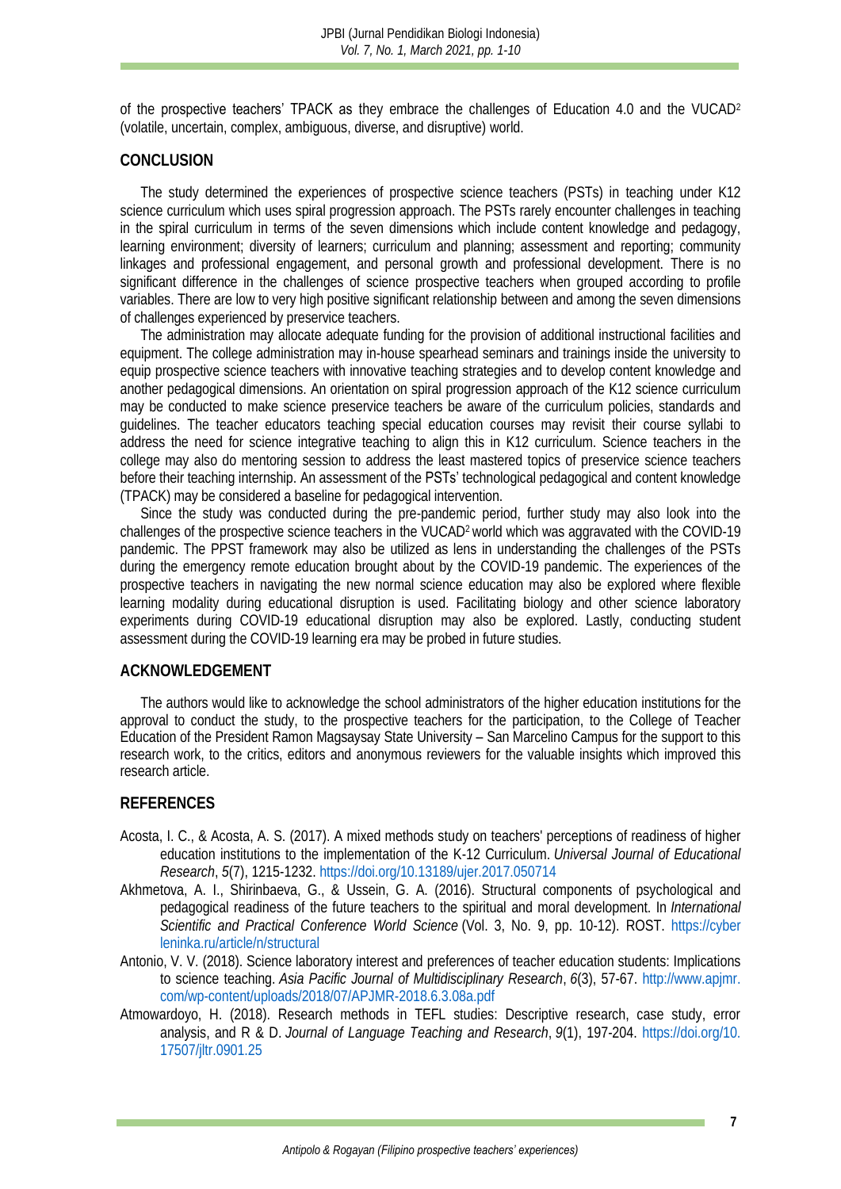of the prospective teachers' TPACK as they embrace the challenges of Education 4.0 and the VUCAD$^2$ (volatile, uncertain, complex, ambiguous, diverse, and disruptive) world.

## CONCLUSION

The study determined the experiences of prospective science teachers (PSTs) in teaching under K12 science curriculum which uses spiral progression approach. The PSTs rarely encounter challenges in teaching in the spiral curriculum in terms of the seven dimensions which include content knowledge and pedagogy, learning environment; diversity of learners; curriculum and planning; assessment and reporting; community linkages and professional engagement, and personal growth and professional development. There is no significant difference in the challenges of science prospective teachers when grouped according to profile variables. There are low to very high positive significant relationship between and among the seven dimensions of challenges experienced by preservice teachers.

The administration may allocate adequate funding for the provision of additional instructional facilities and equipment. The college administration may in-house spearhead seminars and trainings inside the university to equip prospective science teachers with innovative teaching strategies and to develop content knowledge and another pedagogical dimensions. An orientation on spiral progression approach of the K12 science curriculum may be conducted to make science preservice teachers be aware of the curriculum policies, standards and guidelines. The teacher educators teaching special education courses may revisit their course syllabi to address the need for science integrative teaching to align this in K12 curriculum. Science teachers in the college may also do mentoring session to address the least mastered topics of preservice science teachers before their teaching internship. An assessment of the PSTs' technological pedagogical and content knowledge (TPACK) may be considered a baseline for pedagogical intervention.

Since the study was conducted during the pre-pandemic period, further study may also look into the challenges of the prospective science teachers in the VUCAD$^2$ world which was aggravated with the COVID-19 pandemic. The PPST framework may also be utilized as lens in understanding the challenges of the PSTs during the emergency remote education brought about by the COVID-19 pandemic. The experiences of the prospective teachers in navigating the new normal science education may also be explored where flexible learning modality during educational disruption is used. Facilitating biology and other science laboratory experiments during COVID-19 educational disruption may also be explored. Lastly, conducting student assessment during the COVID-19 learning era may be probed in future studies.

## ACKNOWLEDGEMENT

The authors would like to acknowledge the school administrators of the higher education institutions for the approval to conduct the study, to the prospective teachers for the participation, to the College of Teacher Education of the President Ramon Magsaysay State University – San Marcelino Campus for the support to this research work, to the critics, editors and anonymous reviewers for the valuable insights which improved this research article.

## REFERENCES

Acosta, I. C., & Acosta, A. S. (2017). A mixed methods study on teachers' perceptions of readiness of higher education institutions to the implementation of the K-12 Curriculum. *Universal Journal of Educational Research*, *5*(7), 1215-1232. https://doi.org/10.13189/ujer.2017.050714

Akhmetova, A. I., Shirinbaeva, G., & Ussein, G. A. (2016). Structural components of psychological and pedagogical readiness of the future teachers to the spiritual and moral development. In *International Scientific and Practical Conference World Science* (Vol. 3, No. 9, pp. 10-12). ROST. https://cyberleninka.ru/article/n/structural

Antonio, V. V. (2018). Science laboratory interest and preferences of teacher education students: Implications to science teaching. *Asia Pacific Journal of Multidisciplinary Research*, *6*(3), 57-67. http://www.apjmr.com/wp-content/uploads/2018/07/APJMR-2018.6.3.08a.pdf

Atmowardoyo, H. (2018). Research methods in TEFL studies: Descriptive research, case study, error analysis, and R & D. *Journal of Language Teaching and Research*, *9*(1), 197-204. https://doi.org/10.17507/jltr.0901.25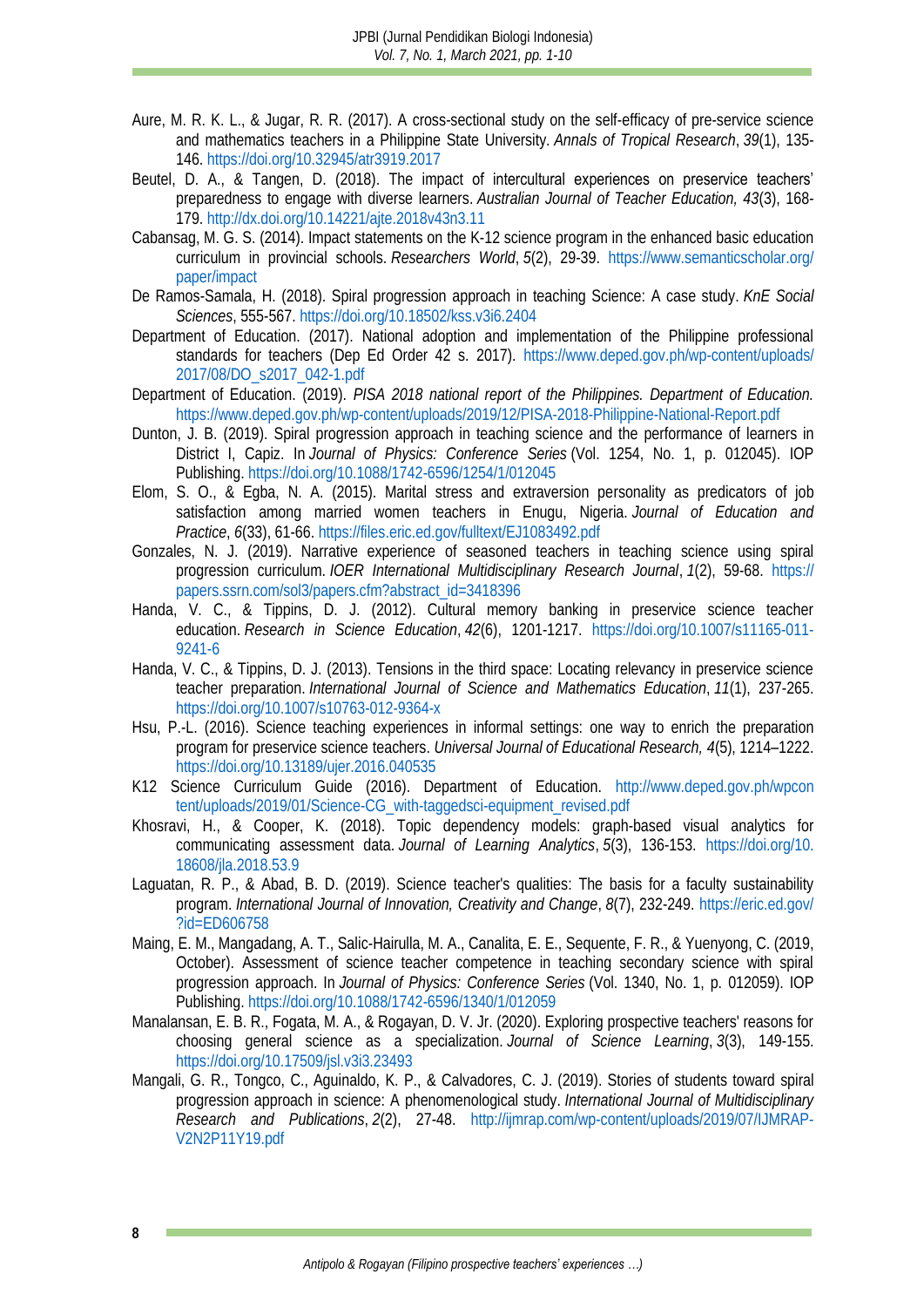Aure, M. R. K. L., & Jugar, R. R. (2017). A cross-sectional study on the self-efficacy of pre-service science and mathematics teachers in a Philippine State University. *Annals of Tropical Research*, *39*(1), 135-146. https://doi.org/10.32945/atr3919.2017

Beutel, D. A., & Tangen, D. (2018). The impact of intercultural experiences on preservice teachers' preparedness to engage with diverse learners. *Australian Journal of Teacher Education, 43*(3), 168-179. http://dx.doi.org/10.14221/ajte.2018v43n3.11

Cabansag, M. G. S. (2014). Impact statements on the K-12 science program in the enhanced basic education curriculum in provincial schools. *Researchers World*, *5*(2), 29-39. https://www.semanticscholar.org/paper/impact

De Ramos-Samala, H. (2018). Spiral progression approach in teaching Science: A case study. *KnE Social Sciences*, 555-567. https://doi.org/10.18502/kss.v3i6.2404

Department of Education. (2017). National adoption and implementation of the Philippine professional standards for teachers (Dep Ed Order 42 s. 2017). https://www.deped.gov.ph/wp-content/uploads/2017/08/DO_s2017_042-1.pdf

Department of Education. (2019). *PISA 2018 national report of the Philippines. Department of Education.* https://www.deped.gov.ph/wp-content/uploads/2019/12/PISA-2018-Philippine-National-Report.pdf

Dunton, J. B. (2019). Spiral progression approach in teaching science and the performance of learners in District I, Capiz. In *Journal of Physics: Conference Series* (Vol. 1254, No. 1, p. 012045). IOP Publishing. https://doi.org/10.1088/1742-6596/1254/1/012045

Elom, S. O., & Egba, N. A. (2015). Marital stress and extraversion personality as predicators of job satisfaction among married women teachers in Enugu, Nigeria. *Journal of Education and Practice*, *6*(33), 61-66. https://files.eric.ed.gov/fulltext/EJ1083492.pdf

Gonzales, N. J. (2019). Narrative experience of seasoned teachers in teaching science using spiral progression curriculum. *IOER International Multidisciplinary Research Journal*, *1*(2), 59-68. https://papers.ssrn.com/sol3/papers.cfm?abstract_id=3418396

Handa, V. C., & Tippins, D. J. (2012). Cultural memory banking in preservice science teacher education. *Research in Science Education*, *42*(6), 1201-1217. https://doi.org/10.1007/s11165-011-9241-6

Handa, V. C., & Tippins, D. J. (2013). Tensions in the third space: Locating relevancy in preservice science teacher preparation. *International Journal of Science and Mathematics Education*, *11*(1), 237-265. https://doi.org/10.1007/s10763-012-9364-x

Hsu, P.-L. (2016). Science teaching experiences in informal settings: one way to enrich the preparation program for preservice science teachers. *Universal Journal of Educational Research, 4*(5), 1214–1222. https://doi.org/10.13189/ujer.2016.040535

K12 Science Curriculum Guide (2016). Department of Education. http://www.deped.gov.ph/wpcontent/uploads/2019/01/Science-CG_with-taggedsci-equipment_revised.pdf

Khosravi, H., & Cooper, K. (2018). Topic dependency models: graph-based visual analytics for communicating assessment data. *Journal of Learning Analytics*, *5*(3), 136-153. https://doi.org/10.18608/jla.2018.53.9

Laguatan, R. P., & Abad, B. D. (2019). Science teacher's qualities: The basis for a faculty sustainability program. *International Journal of Innovation, Creativity and Change*, *8*(7), 232-249. https://eric.ed.gov/?id=ED606758

Maing, E. M., Mangadang, A. T., Salic-Hairulla, M. A., Canalita, E. E., Sequente, F. R., & Yuenyong, C. (2019, October). Assessment of science teacher competence in teaching secondary science with spiral progression approach. In *Journal of Physics: Conference Series* (Vol. 1340, No. 1, p. 012059). IOP Publishing. https://doi.org/10.1088/1742-6596/1340/1/012059

Manalansan, E. B. R., Fogata, M. A., & Rogayan, D. V. Jr. (2020). Exploring prospective teachers' reasons for choosing general science as a specialization. *Journal of Science Learning*, *3*(3), 149-155. https://doi.org/10.17509/jsl.v3i3.23493

Mangali, G. R., Tongco, C., Aguinaldo, K. P., & Calvadores, C. J. (2019). Stories of students toward spiral progression approach in science: A phenomenological study. *International Journal of Multidisciplinary Research and Publications*, *2*(2), 27-48. http://ijmrap.com/wp-content/uploads/2019/07/IJMRAP-V2N2P11Y19.pdf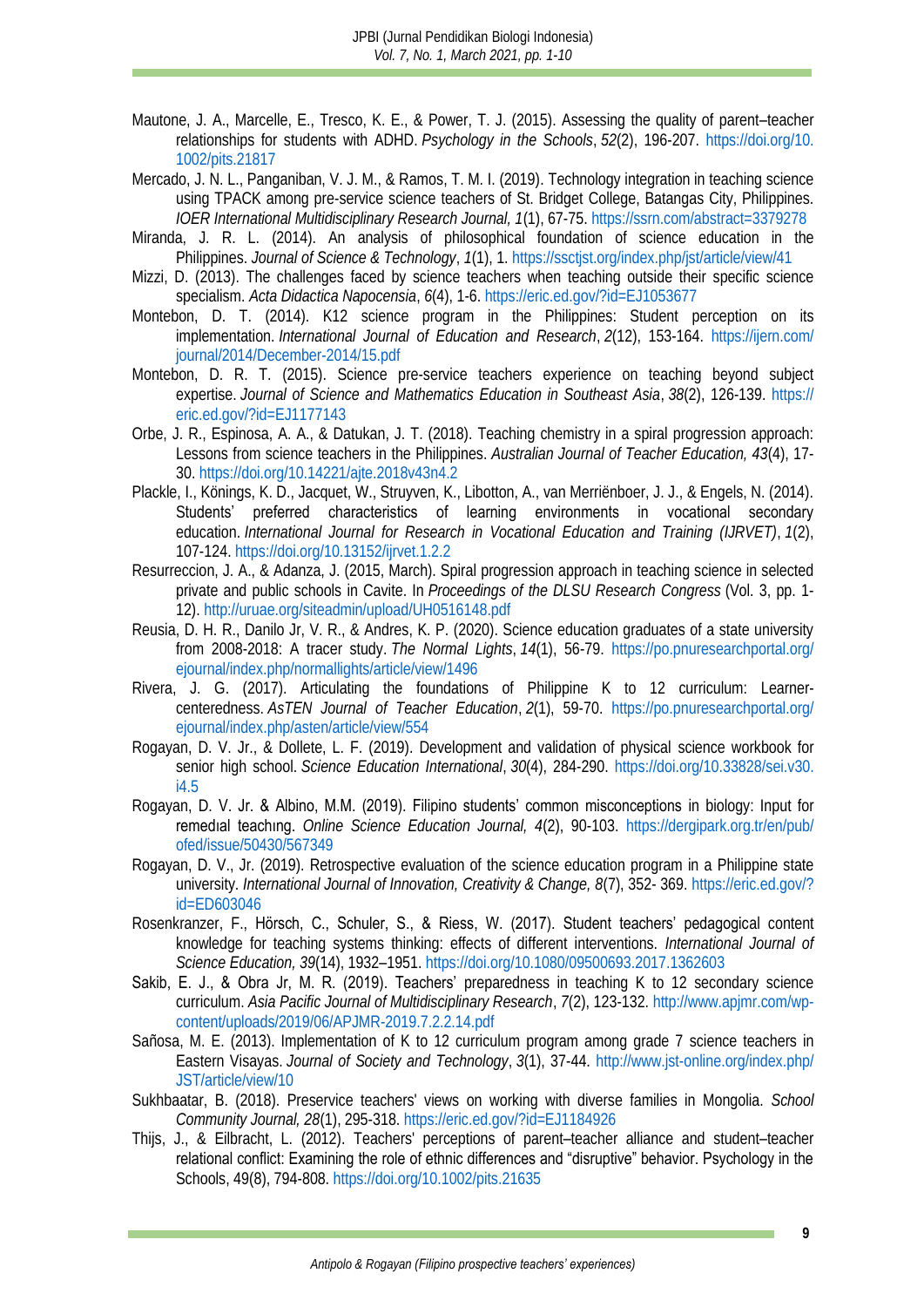Mautone, J. A., Marcelle, E., Tresco, K. E., & Power, T. J. (2015). Assessing the quality of parent–teacher relationships for students with ADHD. *Psychology in the Schools*, *52*(2), 196-207. https://doi.org/10.1002/pits.21817

Mercado, J. N. L., Panganiban, V. J. M., & Ramos, T. M. I. (2019). Technology integration in teaching science using TPACK among pre-service science teachers of St. Bridget College, Batangas City, Philippines. *IOER International Multidisciplinary Research Journal, 1*(1), 67-75. https://ssrn.com/abstract=3379278

Miranda, J. R. L. (2014). An analysis of philosophical foundation of science education in the Philippines. *Journal of Science & Technology*, *1*(1), 1. https://ssctjst.org/index.php/jst/article/view/41

Mizzi, D. (2013). The challenges faced by science teachers when teaching outside their specific science specialism. *Acta Didactica Napocensia*, *6*(4), 1-6. https://eric.ed.gov/?id=EJ1053677

Montebon, D. T. (2014). K12 science program in the Philippines: Student perception on its implementation. *International Journal of Education and Research*, *2*(12), 153-164. https://ijern.com/journal/2014/December-2014/15.pdf

Montebon, D. R. T. (2015). Science pre-service teachers experience on teaching beyond subject expertise. *Journal of Science and Mathematics Education in Southeast Asia*, *38*(2), 126-139. https://eric.ed.gov/?id=EJ1177143

Orbe, J. R., Espinosa, A. A., & Datukan, J. T. (2018). Teaching chemistry in a spiral progression approach: Lessons from science teachers in the Philippines. *Australian Journal of Teacher Education, 43*(4), 17-30. https://doi.org/10.14221/ajte.2018v43n4.2

Plackle, I., Könings, K. D., Jacquet, W., Struyven, K., Libotton, A., van Merriënboer, J. J., & Engels, N. (2014). Students' preferred characteristics of learning environments in vocational secondary education. *International Journal for Research in Vocational Education and Training (IJRVET)*, *1*(2), 107-124. https://doi.org/10.13152/ijrvet.1.2.2

Resurreccion, J. A., & Adanza, J. (2015, March). Spiral progression approach in teaching science in selected private and public schools in Cavite. In *Proceedings of the DLSU Research Congress* (Vol. 3, pp. 1-12). http://uruae.org/siteadmin/upload/UH0516148.pdf

Reusia, D. H. R., Danilo Jr, V. R., & Andres, K. P. (2020). Science education graduates of a state university from 2008-2018: A tracer study. *The Normal Lights*, *14*(1), 56-79. https://po.pnuresearchportal.org/ejournal/index.php/normallights/article/view/1496

Rivera, J. G. (2017). Articulating the foundations of Philippine K to 12 curriculum: Learner-centeredness. *AsTEN Journal of Teacher Education*, *2*(1), 59-70. https://po.pnuresearchportal.org/ejournal/index.php/asten/article/view/554

Rogayan, D. V. Jr., & Dollete, L. F. (2019). Development and validation of physical science workbook for senior high school. *Science Education International*, *30*(4), 284-290. https://doi.org/10.33828/sei.v30.i4.5

Rogayan, D. V. Jr. & Albino, M.M. (2019). Filipino students' common misconceptions in biology: Input for remedıal teachıng. *Online Science Education Journal, 4*(2), 90-103. https://dergipark.org.tr/en/pub/ofed/issue/50430/567349

Rogayan, D. V., Jr. (2019). Retrospective evaluation of the science education program in a Philippine state university. *International Journal of Innovation, Creativity & Change, 8*(7), 352- 369. https://eric.ed.gov/?id=ED603046

Rosenkranzer, F., Hörsch, C., Schuler, S., & Riess, W. (2017). Student teachers' pedagogical content knowledge for teaching systems thinking: effects of different interventions. *International Journal of Science Education, 39*(14), 1932–1951. https://doi.org/10.1080/09500693.2017.1362603

Sakib, E. J., & Obra Jr, M. R. (2019). Teachers' preparedness in teaching K to 12 secondary science curriculum. *Asia Pacific Journal of Multidisciplinary Research*, *7*(2), 123-132. http://www.apjmr.com/wp-content/uploads/2019/06/APJMR-2019.7.2.2.14.pdf

Sañosa, M. E. (2013). Implementation of K to 12 curriculum program among grade 7 science teachers in Eastern Visayas. *Journal of Society and Technology*, *3*(1), 37-44. http://www.jst-online.org/index.php/JST/article/view/10

Sukhbaatar, B. (2018). Preservice teachers' views on working with diverse families in Mongolia. *School Community Journal, 28*(1), 295-318. https://eric.ed.gov/?id=EJ1184926

Thijs, J., & Eilbracht, L. (2012). Teachers' perceptions of parent–teacher alliance and student–teacher relational conflict: Examining the role of ethnic differences and "disruptive" behavior. Psychology in the Schools, 49(8), 794-808. https://doi.org/10.1002/pits.21635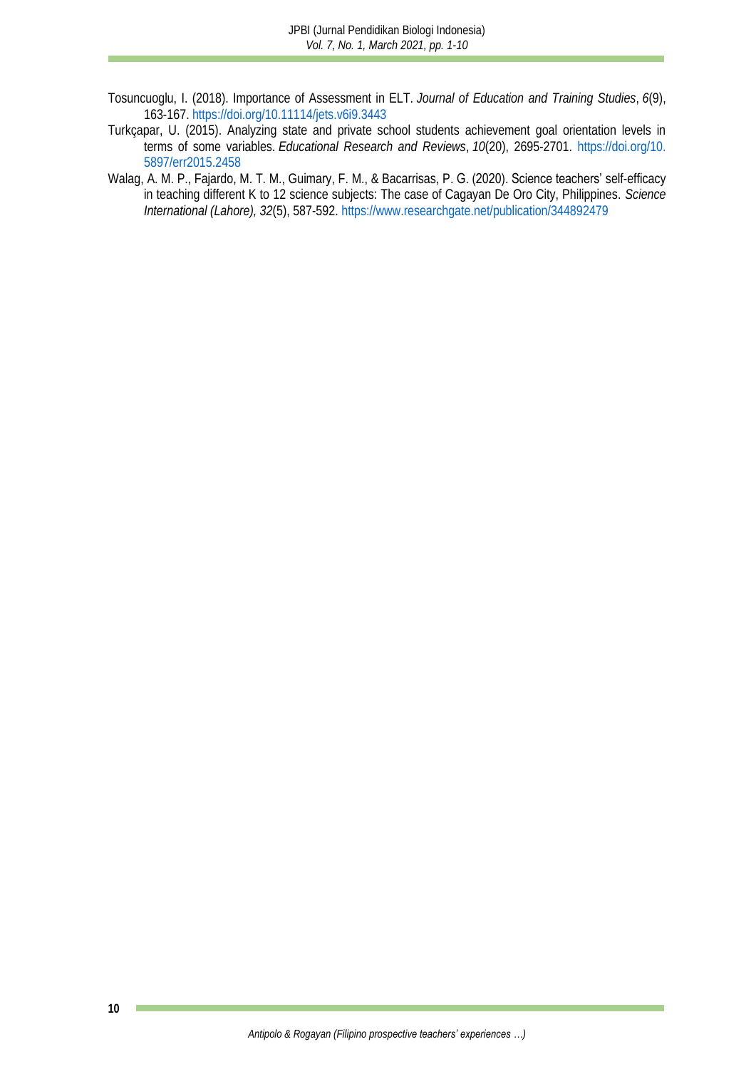Tosuncuoglu, I. (2018). Importance of Assessment in ELT. *Journal of Education and Training Studies*, *6*(9), 163-167. https://doi.org/10.11114/jets.v6i9.3443

Turkçapar, U. (2015). Analyzing state and private school students achievement goal orientation levels in terms of some variables. *Educational Research and Reviews*, *10*(20), 2695-2701. https://doi.org/10.5897/err2015.2458

Walag, A. M. P., Fajardo, M. T. M., Guimary, F. M., & Bacarrisas, P. G. (2020). Science teachers' self-efficacy in teaching different K to 12 science subjects: The case of Cagayan De Oro City, Philippines. *Science International (Lahore), 32*(5), 587-592. https://www.researchgate.net/publication/344892479